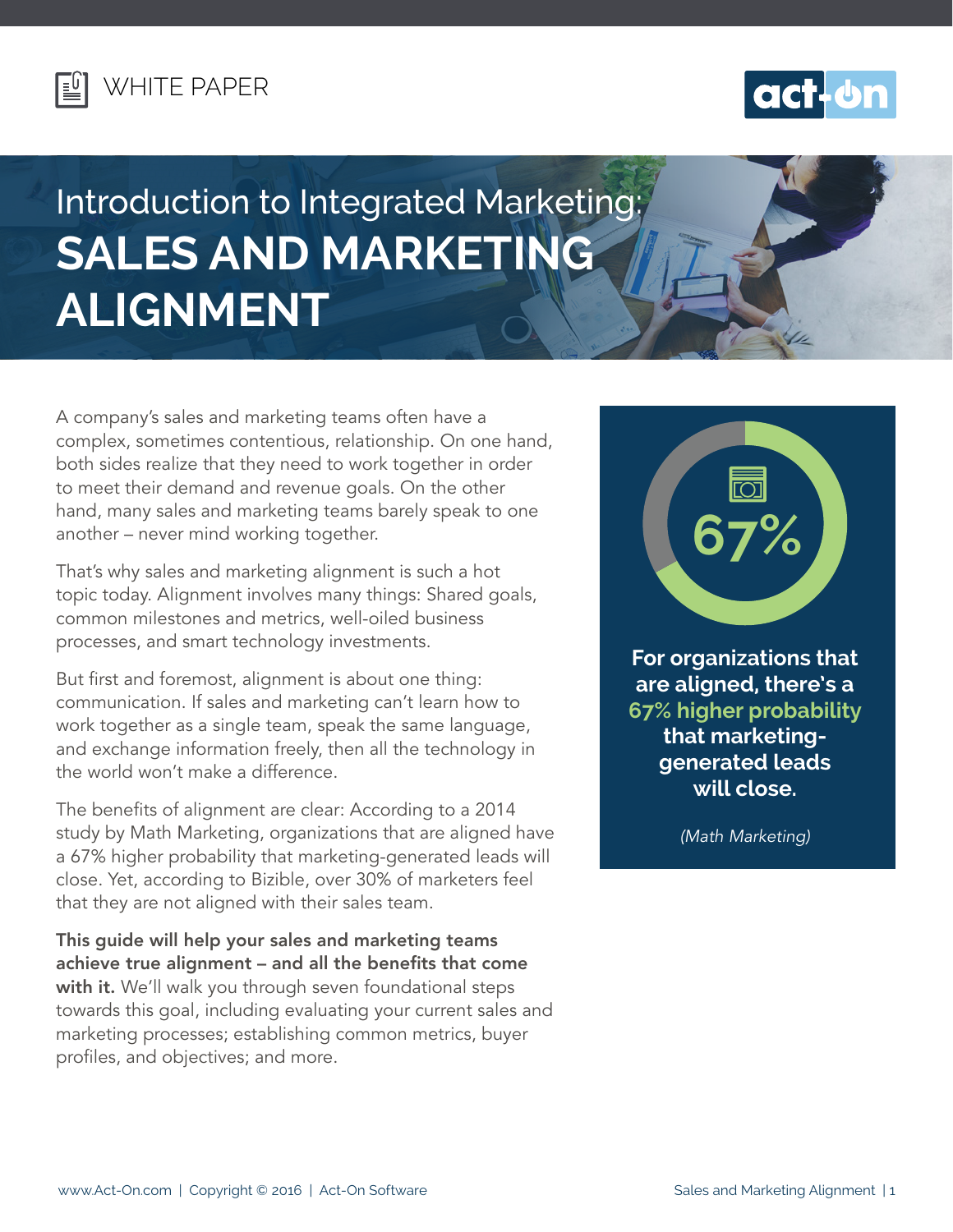WHITE PAPER

# Introduction to Integrated Marketing: SALES AND MARKETING ALIGNMENT

A company's sales and marketing teams often have a complex, sometimes contentious, relationship. On one hand, both sides realize that they need to work together in order to meet their demand and revenue goals. On the other hand, many sales and marketing teams barely speak to one another – never mind working together.

That's why sales and marketing alignment is such a hot topic today. Alignment involves many things: Shared goals, common milestones and metrics, well-oiled business processes, and smart technology investments.

But first and foremost, alignment is about one thing: communication. If sales and marketing can't learn how to work together as a single team, speak the same language, and exchange information freely, then all the technology in the world won't make a difference.

The benefits of alignment are clear: According to a 2014 study by Math Marketing, organizations that are aligned have a 67% higher probability that marketing-generated leads will close. Yet, according to Bizible, over 30% of marketers feel that they are not aligned with their sales team.

**This guide will help your sales and marketing teams achieve true alignment – and all the benefits that come with it.** We'll walk you through seven foundational steps towards this goal, including evaluating your current sales and marketing processes; establishing common metrics, buyer profiles, and objectives; and more.

**67%**

**For organizations that are aligned, there's a 67% higher probability that marketing-generated leads will close.**

*(Math Marketing)*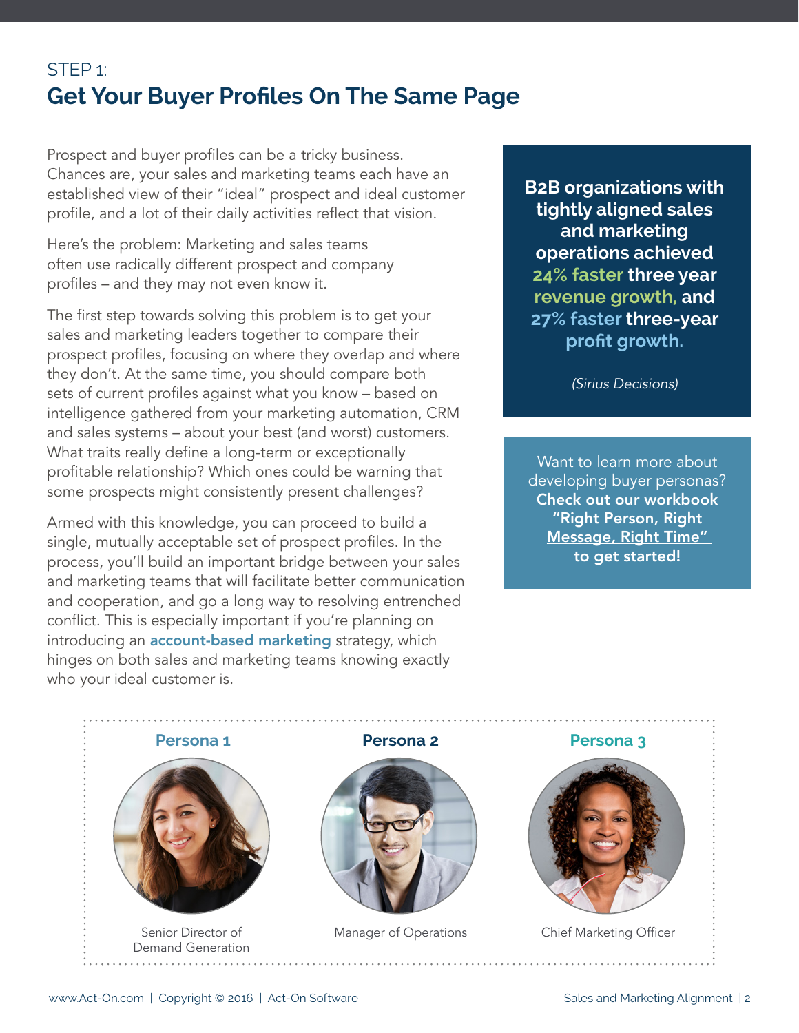STEP 1:

## Get Your Buyer Profiles On The Same Page

Prospect and buyer profiles can be a tricky business. Chances are, your sales and marketing teams each have an established view of their "ideal" prospect and ideal customer profile, and a lot of their daily activities reflect that vision.

Here's the problem: Marketing and sales teams often use radically different prospect and company profiles – and they may not even know it.

The first step towards solving this problem is to get your sales and marketing leaders together to compare their prospect profiles, focusing on where they overlap and where they don't. At the same time, you should compare both sets of current profiles against what you know – based on intelligence gathered from your marketing automation, CRM and sales systems – about your best (and worst) customers. What traits really define a long-term or exceptionally profitable relationship? Which ones could be warning that some prospects might consistently present challenges?

Armed with this knowledge, you can proceed to build a single, mutually acceptable set of prospect profiles. In the process, you'll build an important bridge between your sales and marketing teams that will facilitate better communication and cooperation, and go a long way to resolving entrenched conflict. This is especially important if you're planning on introducing an **account-based marketing** strategy, which hinges on both sales and marketing teams knowing exactly who your ideal customer is.

**B2B organizations with tightly aligned sales and marketing operations achieved 24% faster three year revenue growth, and 27% faster three-year profit growth.**

*(Sirius Decisions)*

Want to learn more about developing buyer personas? **Check out our workbook "Right Person, Right Message, Right Time" to get started!**

**Persona 1**

Senior Director of Demand Generation

**Persona 2**

Manager of Operations

**Persona 3**

Chief Marketing Officer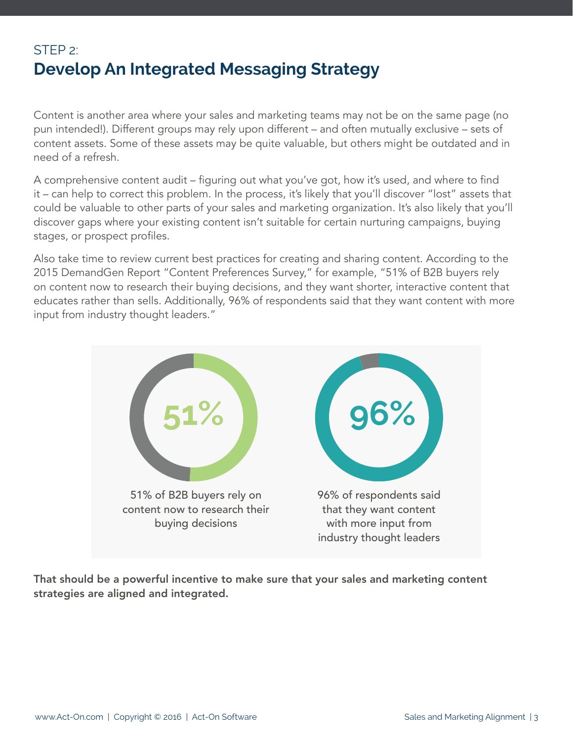STEP 2:

# Develop An Integrated Messaging Strategy

Content is another area where your sales and marketing teams may not be on the same page (no pun intended!). Different groups may rely upon different – and often mutually exclusive – sets of content assets. Some of these assets may be quite valuable, but others might be outdated and in need of a refresh.

A comprehensive content audit – figuring out what you've got, how it's used, and where to find it – can help to correct this problem. In the process, it's likely that you'll discover "lost" assets that could be valuable to other parts of your sales and marketing organization. It's also likely that you'll discover gaps where your existing content isn't suitable for certain nurturing campaigns, buying stages, or prospect profiles.

Also take time to review current best practices for creating and sharing content. According to the 2015 DemandGen Report "Content Preferences Survey," for example, "51% of B2B buyers rely on content now to research their buying decisions, and they want shorter, interactive content that educates rather than sells. Additionally, 96% of respondents said that they want content with more input from industry thought leaders."

51%

51% of B2B buyers rely on content now to research their buying decisions

96%

96% of respondents said that they want content with more input from industry thought leaders

**That should be a powerful incentive to make sure that your sales and marketing content strategies are aligned and integrated.**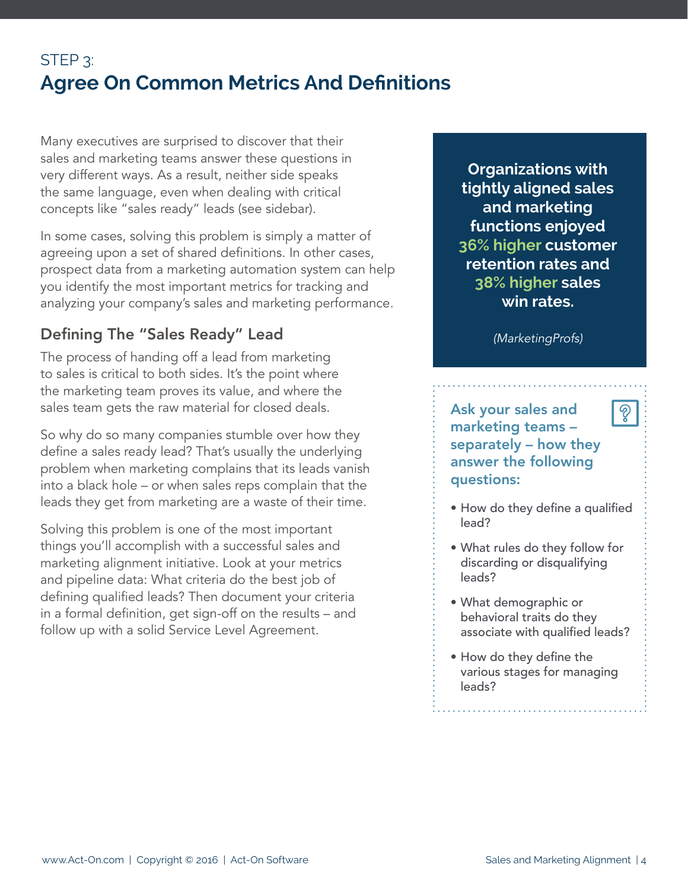## STEP 3:
# Agree On Common Metrics And Definitions

Many executives are surprised to discover that their sales and marketing teams answer these questions in very different ways. As a result, neither side speaks the same language, even when dealing with critical concepts like "sales ready" leads (see sidebar).

In some cases, solving this problem is simply a matter of agreeing upon a set of shared definitions. In other cases, prospect data from a marketing automation system can help you identify the most important metrics for tracking and analyzing your company's sales and marketing performance.

### Defining The "Sales Ready" Lead

The process of handing off a lead from marketing to sales is critical to both sides. It's the point where the marketing team proves its value, and where the sales team gets the raw material for closed deals.

So why do so many companies stumble over how they define a sales ready lead? That's usually the underlying problem when marketing complains that its leads vanish into a black hole – or when sales reps complain that the leads they get from marketing are a waste of their time.

Solving this problem is one of the most important things you'll accomplish with a successful sales and marketing alignment initiative. Look at your metrics and pipeline data: What criteria do the best job of defining qualified leads? Then document your criteria in a formal definition, get sign-off on the results – and follow up with a solid Service Level Agreement.

**Organizations with tightly aligned sales and marketing functions enjoyed 36% higher customer retention rates and 38% higher sales win rates.**

*(MarketingProfs)*

**Ask your sales and marketing teams – separately – how they answer the following questions:**

- How do they define a qualified lead?
- What rules do they follow for discarding or disqualifying leads?
- What demographic or behavioral traits do they associate with qualified leads?
- How do they define the various stages for managing leads?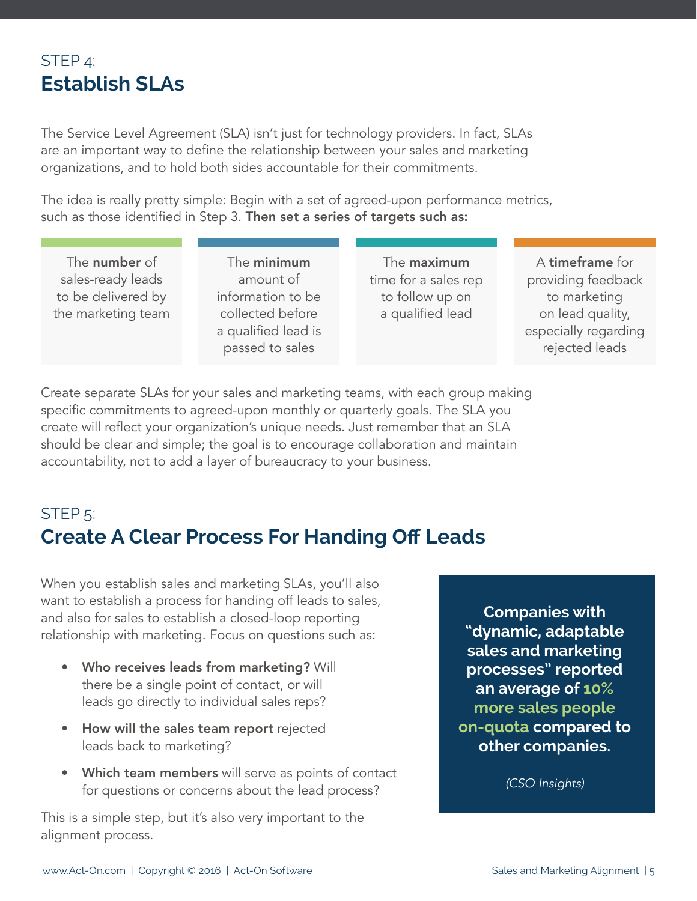## STEP 4:
## **Establish SLAs**

The Service Level Agreement (SLA) isn't just for technology providers. In fact, SLAs are an important way to define the relationship between your sales and marketing organizations, and to hold both sides accountable for their commitments.

The idea is really pretty simple: Begin with a set of agreed-upon performance metrics, such as those identified in Step 3. **Then set a series of targets such as:**

- The **number** of sales-ready leads to be delivered by the marketing team
- The **minimum** amount of information to be collected before a qualified lead is passed to sales
- The **maximum** time for a sales rep to follow up on a qualified lead
- A **timeframe** for providing feedback to marketing on lead quality, especially regarding rejected leads

Create separate SLAs for your sales and marketing teams, with each group making specific commitments to agreed-upon monthly or quarterly goals. The SLA you create will reflect your organization's unique needs. Just remember that an SLA should be clear and simple; the goal is to encourage collaboration and maintain accountability, not to add a layer of bureaucracy to your business.

## STEP 5:
## **Create A Clear Process For Handing Off Leads**

When you establish sales and marketing SLAs, you'll also want to establish a process for handing off leads to sales, and also for sales to establish a closed-loop reporting relationship with marketing. Focus on questions such as:

- **Who receives leads from marketing?** Will there be a single point of contact, or will leads go directly to individual sales reps?
- **How will the sales team report** rejected leads back to marketing?
- **Which team members** will serve as points of contact for questions or concerns about the lead process?

This is a simple step, but it's also very important to the alignment process.

**Companies with "dynamic, adaptable sales and marketing processes" reported an average of 10% more sales people on-quota compared to other companies.**

*(CSO Insights)*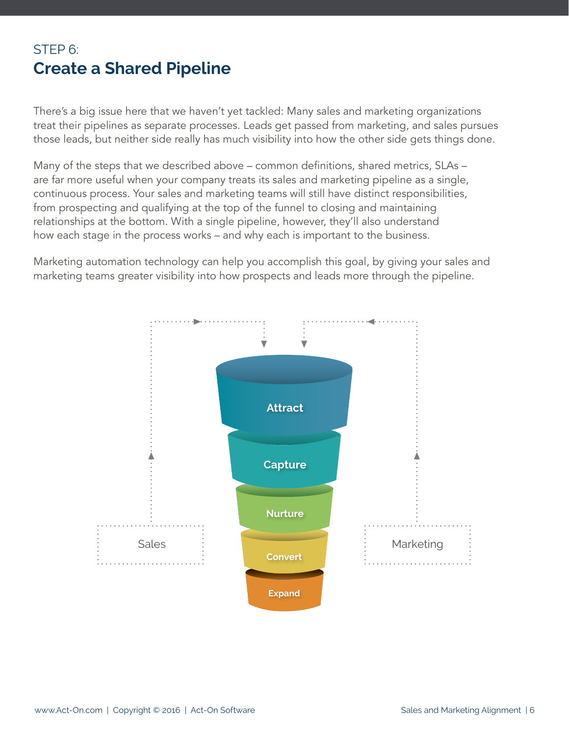STEP 6:

## Create a Shared Pipeline

There's a big issue here that we haven't yet tackled: Many sales and marketing organizations treat their pipelines as separate processes. Leads get passed from marketing, and sales pursues those leads, but neither side really has much visibility into how the other side gets things done.

Many of the steps that we described above – common definitions, shared metrics, SLAs – are far more useful when your company treats its sales and marketing pipeline as a single, continuous process. Your sales and marketing teams will still have distinct responsibilities, from prospecting and qualifying at the top of the funnel to closing and maintaining relationships at the bottom. With a single pipeline, however, they'll also understand how each stage in the process works – and why each is important to the business.

Marketing automation technology can help you accomplish this goal, by giving your sales and marketing teams greater visibility into how prospects and leads more through the pipeline.

Attract

Capture

Nurture

Convert

Expand

Sales

Marketing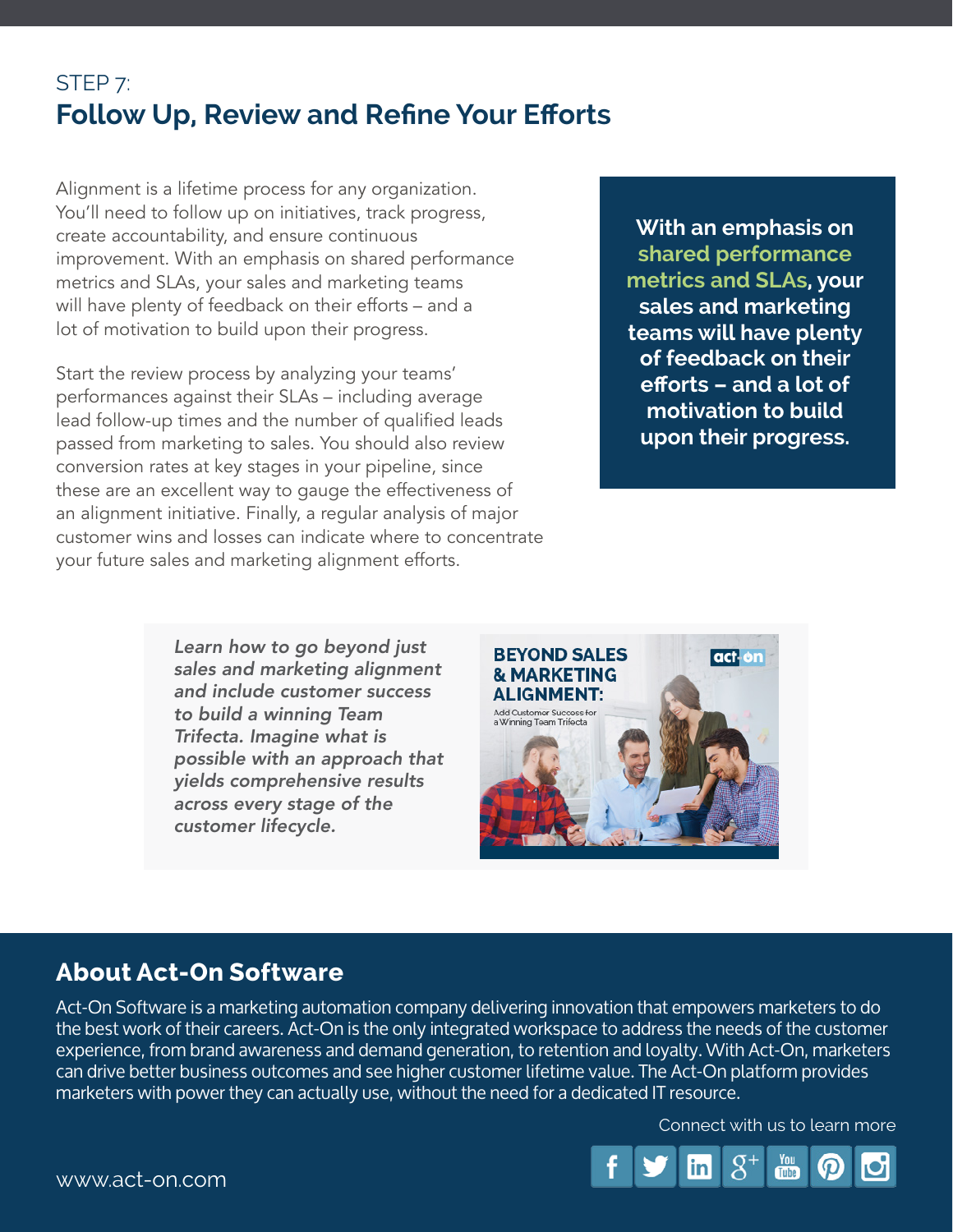STEP 7:

## Follow Up, Review and Refine Your Efforts

Alignment is a lifetime process for any organization. You'll need to follow up on initiatives, track progress, create accountability, and ensure continuous improvement. With an emphasis on shared performance metrics and SLAs, your sales and marketing teams will have plenty of feedback on their efforts – and a lot of motivation to build upon their progress.

Start the review process by analyzing your teams' performances against their SLAs – including average lead follow-up times and the number of qualified leads passed from marketing to sales. You should also review conversion rates at key stages in your pipeline, since these are an excellent way to gauge the effectiveness of an alignment initiative. Finally, a regular analysis of major customer wins and losses can indicate where to concentrate your future sales and marketing alignment efforts.

**With an emphasis on shared performance metrics and SLAs, your sales and marketing teams will have plenty of feedback on their efforts – and a lot of motivation to build upon their progress.**

*Learn how to go beyond just sales and marketing alignment and include customer success to build a winning Team Trifecta. Imagine what is possible with an approach that yields comprehensive results across every stage of the customer lifecycle.*

BEYOND SALES & MARKETING ALIGNMENT:
Add Customer Success for a Winning Team Trifecta

## About Act-On Software

Act-On Software is a marketing automation company delivering innovation that empowers marketers to do the best work of their careers. Act-On is the only integrated workspace to address the needs of the customer experience, from brand awareness and demand generation, to retention and loyalty. With Act-On, marketers can drive better business outcomes and see higher customer lifetime value. The Act-On platform provides marketers with power they can actually use, without the need for a dedicated IT resource.

Connect with us to learn more

www.act-on.com